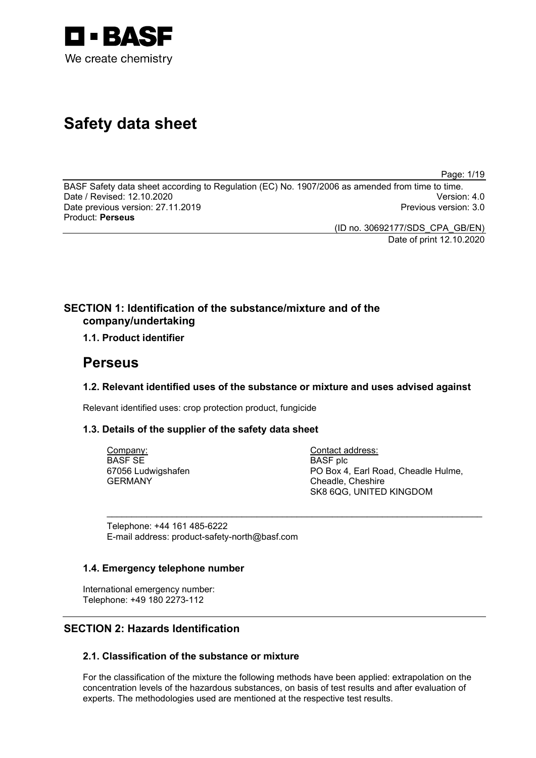D · BASF
We create chemistry

# Safety data sheet

BASF Safety data sheet according to Regulation (EC) No. 1907/2006 as amended from time to time.
Date / Revised: 12.10.2020 Version: 4.0
Date previous version: 27.11.2019 Previous version: 3.0
Product: **Perseus**

(ID no. 30692177/SDS_CPA_GB/EN)
Date of print 12.10.2020

## SECTION 1: Identification of the substance/mixture and of the company/undertaking

### 1.1. Product identifier

# Perseus

### 1.2. Relevant identified uses of the substance or mixture and uses advised against

Relevant identified uses: crop protection product, fungicide

### 1.3. Details of the supplier of the safety data sheet

Company:
BASF SE
67056 Ludwigshafen
GERMANY

Contact address:
BASF plc
PO Box 4, Earl Road, Cheadle Hulme,
Cheadle, Cheshire
SK8 6QG, UNITED KINGDOM

Telephone: +44 161 485-6222
E-mail address: product-safety-north@basf.com

### 1.4. Emergency telephone number

International emergency number:
Telephone: +49 180 2273-112

## SECTION 2: Hazards Identification

### 2.1. Classification of the substance or mixture

For the classification of the mixture the following methods have been applied: extrapolation on the concentration levels of the hazardous substances, on basis of test results and after evaluation of experts. The methodologies used are mentioned at the respective test results.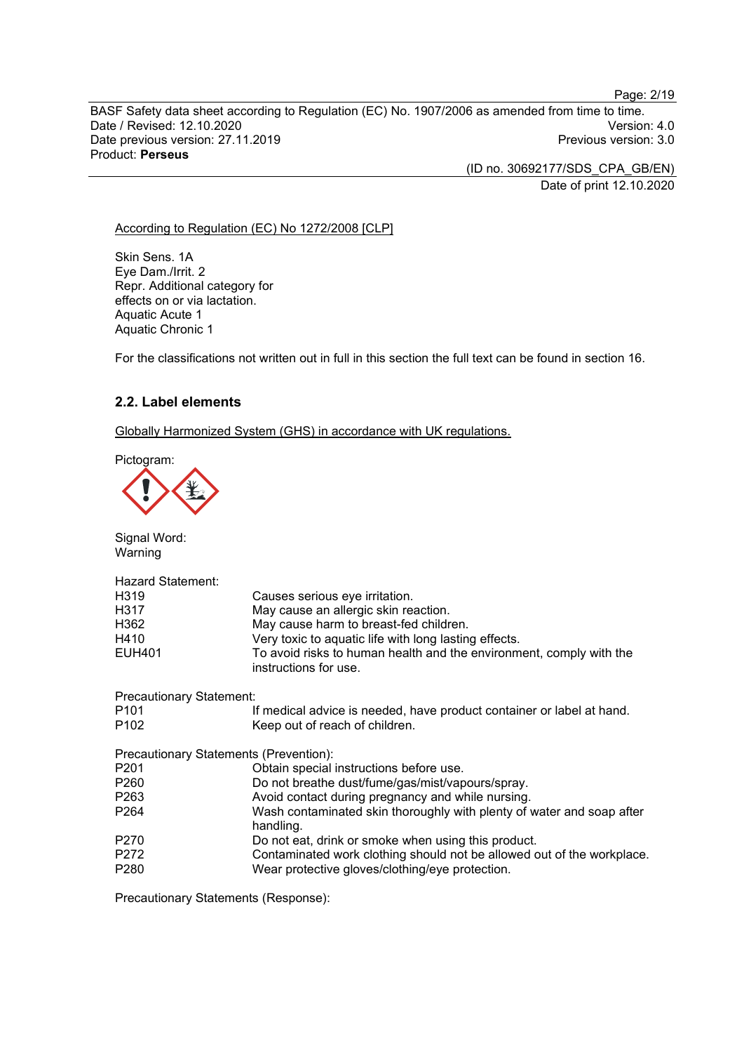According to Regulation (EC) No 1272/2008 [CLP]

Skin Sens. 1A
Eye Dam./Irrit. 2
Repr. Additional category for effects on or via lactation.
Aquatic Acute 1
Aquatic Chronic 1

For the classifications not written out in full in this section the full text can be found in section 16.

### 2.2. Label elements

Globally Harmonized System (GHS) in accordance with UK regulations.

Pictogram:

Signal Word:
Warning

Hazard Statement:

| | |
|---|---|
| H319 | Causes serious eye irritation. |
| H317 | May cause an allergic skin reaction. |
| H362 | May cause harm to breast-fed children. |
| H410 | Very toxic to aquatic life with long lasting effects. |
| EUH401 | To avoid risks to human health and the environment, comply with the instructions for use. |

Precautionary Statement:

| | |
|---|---|
| P101 | If medical advice is needed, have product container or label at hand. |
| P102 | Keep out of reach of children. |

Precautionary Statements (Prevention):

| | |
|---|---|
| P201 | Obtain special instructions before use. |
| P260 | Do not breathe dust/fume/gas/mist/vapours/spray. |
| P263 | Avoid contact during pregnancy and while nursing. |
| P264 | Wash contaminated skin thoroughly with plenty of water and soap after handling. |
| P270 | Do not eat, drink or smoke when using this product. |
| P272 | Contaminated work clothing should not be allowed out of the workplace. |
| P280 | Wear protective gloves/clothing/eye protection. |

Precautionary Statements (Response):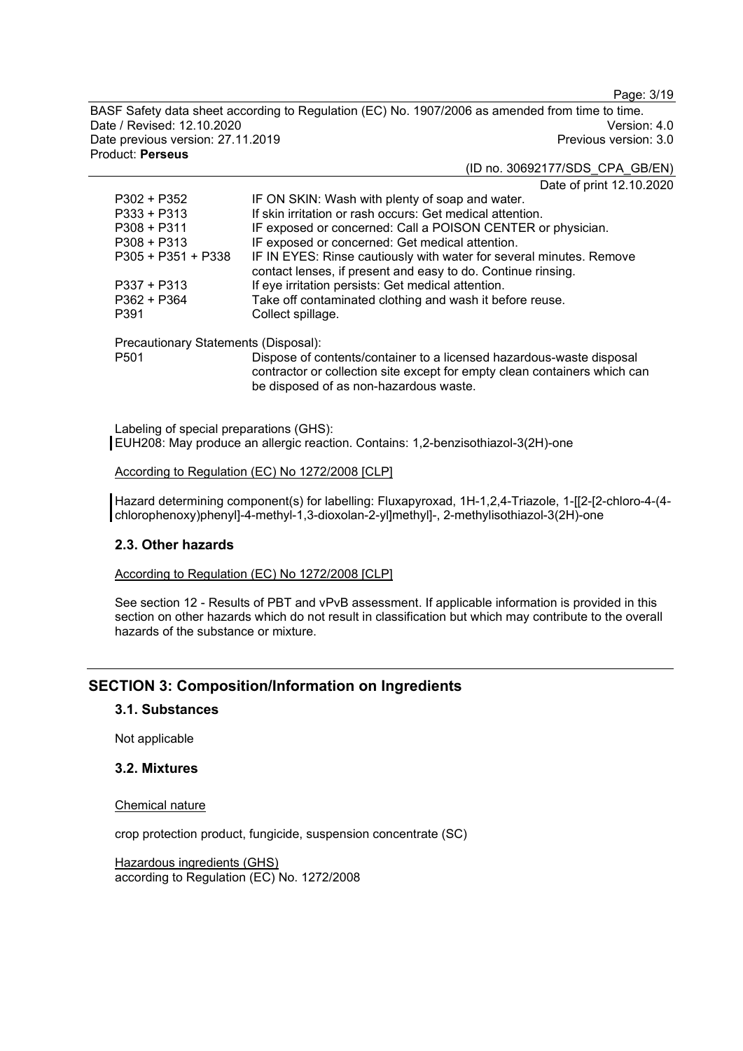| | |
|---|---|
| P302 + P352 | IF ON SKIN: Wash with plenty of soap and water. |
| P333 + P313 | If skin irritation or rash occurs: Get medical attention. |
| P308 + P311 | IF exposed or concerned: Call a POISON CENTER or physician. |
| P308 + P313 | IF exposed or concerned: Get medical attention. |
| P305 + P351 + P338 | IF IN EYES: Rinse cautiously with water for several minutes. Remove contact lenses, if present and easy to do. Continue rinsing. |
| P337 + P313 | If eye irritation persists: Get medical attention. |
| P362 + P364 | Take off contaminated clothing and wash it before reuse. |
| P391 | Collect spillage. |

Precautionary Statements (Disposal):

| | |
|---|---|
| P501 | Dispose of contents/container to a licensed hazardous-waste disposal contractor or collection site except for empty clean containers which can be disposed of as non-hazardous waste. |

Labeling of special preparations (GHS):
EUH208: May produce an allergic reaction. Contains: 1,2-benzisothiazol-3(2H)-one

According to Regulation (EC) No 1272/2008 [CLP]

Hazard determining component(s) for labelling: Fluxapyroxad, 1H-1,2,4-Triazole, 1-[[2-[2-chloro-4-(4-chlorophenoxy)phenyl]-4-methyl-1,3-dioxolan-2-yl]methyl]-, 2-methylisothiazol-3(2H)-one

### 2.3. Other hazards

According to Regulation (EC) No 1272/2008 [CLP]

See section 12 - Results of PBT and vPvB assessment. If applicable information is provided in this section on other hazards which do not result in classification but which may contribute to the overall hazards of the substance or mixture.

## SECTION 3: Composition/Information on Ingredients

### 3.1. Substances

Not applicable

### 3.2. Mixtures

Chemical nature

crop protection product, fungicide, suspension concentrate (SC)

Hazardous ingredients (GHS)
according to Regulation (EC) No. 1272/2008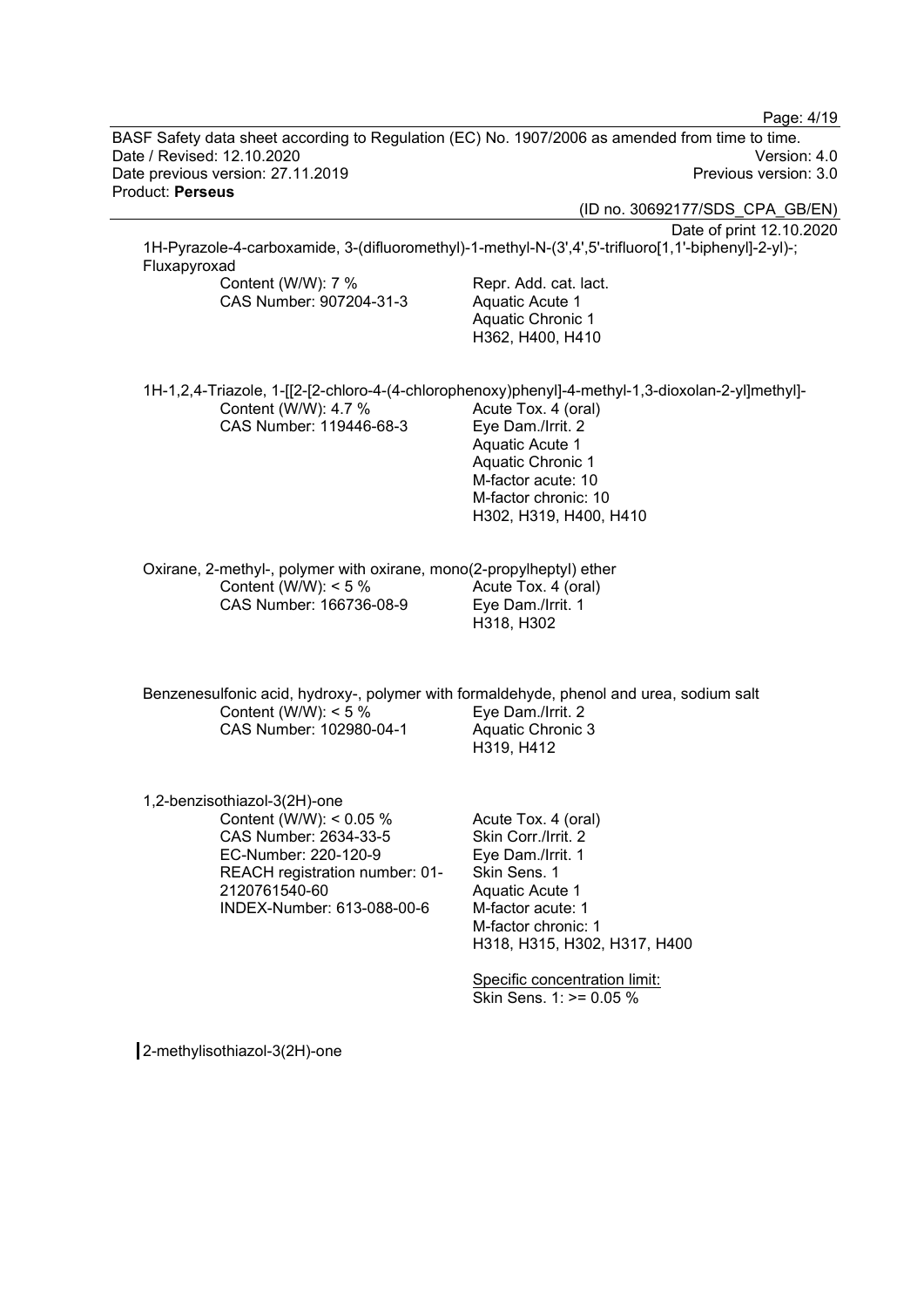1H-Pyrazole-4-carboxamide, 3-(difluoromethyl)-1-methyl-N-(3',4',5'-trifluoro[1,1'-biphenyl]-2-yl)-; Fluxapyroxad

| | |
|---|---|
| Content (W/W): 7 %<br>CAS Number: 907204-31-3 | Repr. Add. cat. lact.<br>Aquatic Acute 1<br>Aquatic Chronic 1<br>H362, H400, H410 |

1H-1,2,4-Triazole, 1-[[2-[2-chloro-4-(4-chlorophenoxy)phenyl]-4-methyl-1,3-dioxolan-2-yl]methyl]-

| | |
|---|---|
| Content (W/W): 4.7 %<br>CAS Number: 119446-68-3 | Acute Tox. 4 (oral)<br>Eye Dam./Irrit. 2<br>Aquatic Acute 1<br>Aquatic Chronic 1<br>M-factor acute: 10<br>M-factor chronic: 10<br>H302, H319, H400, H410 |

Oxirane, 2-methyl-, polymer with oxirane, mono(2-propylheptyl) ether

| | |
|---|---|
| Content (W/W): < 5 %<br>CAS Number: 166736-08-9 | Acute Tox. 4 (oral)<br>Eye Dam./Irrit. 1<br>H318, H302 |

Benzenesulfonic acid, hydroxy-, polymer with formaldehyde, phenol and urea, sodium salt

| | |
|---|---|
| Content (W/W): < 5 %<br>CAS Number: 102980-04-1 | Eye Dam./Irrit. 2<br>Aquatic Chronic 3<br>H319, H412 |

1,2-benzisothiazol-3(2H)-one

| | |
|---|---|
| Content (W/W): < 0.05 %<br>CAS Number: 2634-33-5<br>EC-Number: 220-120-9<br>REACH registration number: 01-2120761540-60<br>INDEX-Number: 613-088-00-6 | Acute Tox. 4 (oral)<br>Skin Corr./Irrit. 2<br>Eye Dam./Irrit. 1<br>Skin Sens. 1<br>Aquatic Acute 1<br>M-factor acute: 1<br>M-factor chronic: 1<br>H318, H315, H302, H317, H400<br><br>Specific concentration limit:<br>Skin Sens. 1: >= 0.05 % |

2-methylisothiazol-3(2H)-one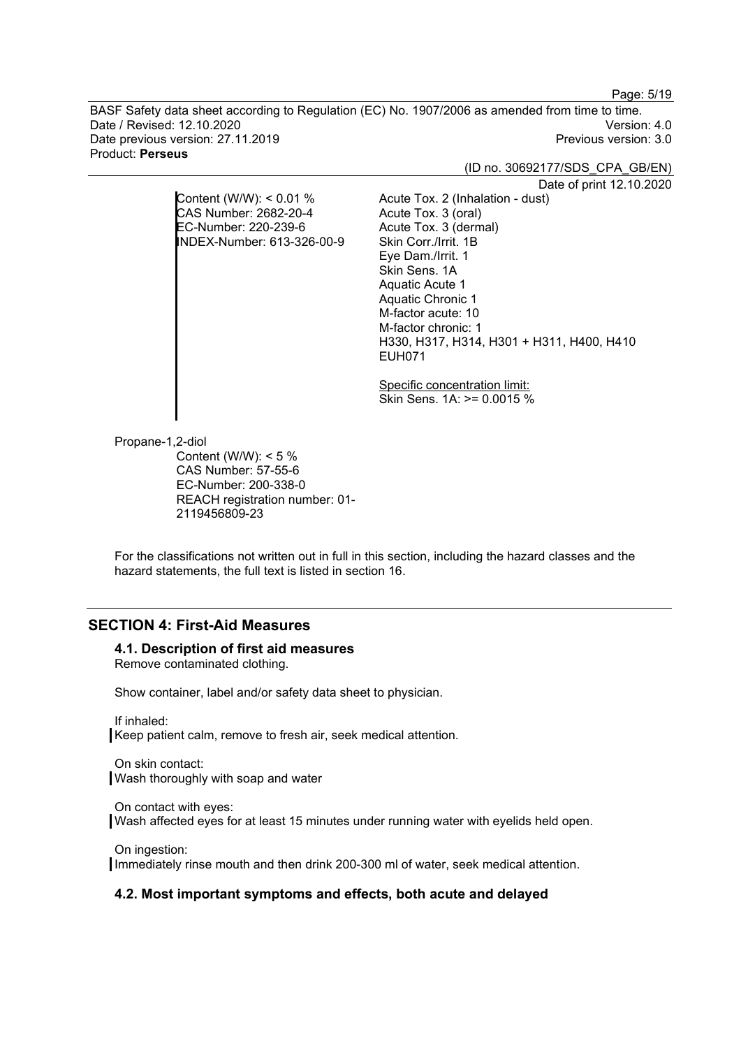Content (W/W): < 0.01 %
CAS Number: 2682-20-4
EC-Number: 220-239-6
INDEX-Number: 613-326-00-9

Acute Tox. 2 (Inhalation - dust)
Acute Tox. 3 (oral)
Acute Tox. 3 (dermal)
Skin Corr./Irrit. 1B
Eye Dam./Irrit. 1
Skin Sens. 1A
Aquatic Acute 1
Aquatic Chronic 1
M-factor acute: 10
M-factor chronic: 1
H330, H317, H314, H301 + H311, H400, H410
EUH071

Specific concentration limit:
Skin Sens. 1A: >= 0.0015 %

Propane-1,2-diol

Content (W/W): < 5 %
CAS Number: 57-55-6
EC-Number: 200-338-0
REACH registration number: 01-2119456809-23

For the classifications not written out in full in this section, including the hazard classes and the hazard statements, the full text is listed in section 16.

## SECTION 4: First-Aid Measures

### 4.1. Description of first aid measures

Remove contaminated clothing.

Show container, label and/or safety data sheet to physician.

If inhaled:
Keep patient calm, remove to fresh air, seek medical attention.

On skin contact:
Wash thoroughly with soap and water

On contact with eyes:
Wash affected eyes for at least 15 minutes under running water with eyelids held open.

On ingestion:
Immediately rinse mouth and then drink 200-300 ml of water, seek medical attention.

### 4.2. Most important symptoms and effects, both acute and delayed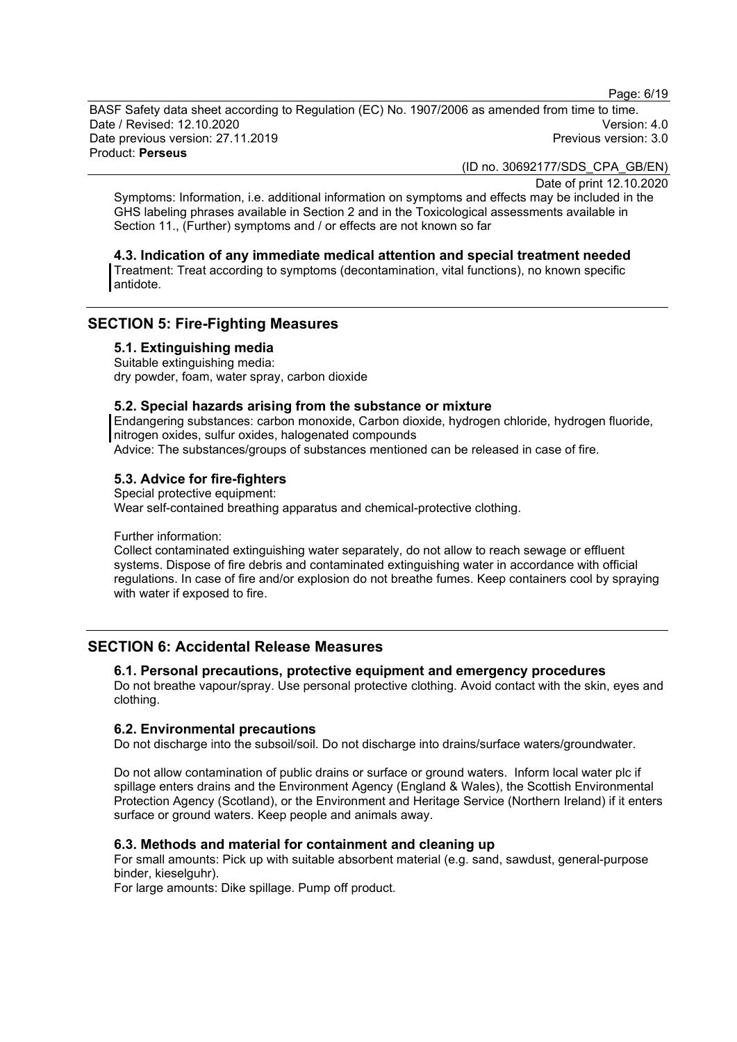Symptoms: Information, i.e. additional information on symptoms and effects may be included in the GHS labeling phrases available in Section 2 and in the Toxicological assessments available in Section 11., (Further) symptoms and / or effects are not known so far

### 4.3. Indication of any immediate medical attention and special treatment needed

Treatment: Treat according to symptoms (decontamination, vital functions), no known specific antidote.

## SECTION 5: Fire-Fighting Measures

### 5.1. Extinguishing media

Suitable extinguishing media:
dry powder, foam, water spray, carbon dioxide

### 5.2. Special hazards arising from the substance or mixture

Endangering substances: carbon monoxide, Carbon dioxide, hydrogen chloride, hydrogen fluoride, nitrogen oxides, sulfur oxides, halogenated compounds
Advice: The substances/groups of substances mentioned can be released in case of fire.

### 5.3. Advice for fire-fighters

Special protective equipment:
Wear self-contained breathing apparatus and chemical-protective clothing.

Further information:
Collect contaminated extinguishing water separately, do not allow to reach sewage or effluent systems. Dispose of fire debris and contaminated extinguishing water in accordance with official regulations. In case of fire and/or explosion do not breathe fumes. Keep containers cool by spraying with water if exposed to fire.

## SECTION 6: Accidental Release Measures

### 6.1. Personal precautions, protective equipment and emergency procedures

Do not breathe vapour/spray. Use personal protective clothing. Avoid contact with the skin, eyes and clothing.

### 6.2. Environmental precautions

Do not discharge into the subsoil/soil. Do not discharge into drains/surface waters/groundwater.

Do not allow contamination of public drains or surface or ground waters. Inform local water plc if spillage enters drains and the Environment Agency (England & Wales), the Scottish Environmental Protection Agency (Scotland), or the Environment and Heritage Service (Northern Ireland) if it enters surface or ground waters. Keep people and animals away.

### 6.3. Methods and material for containment and cleaning up

For small amounts: Pick up with suitable absorbent material (e.g. sand, sawdust, general-purpose binder, kieselguhr).
For large amounts: Dike spillage. Pump off product.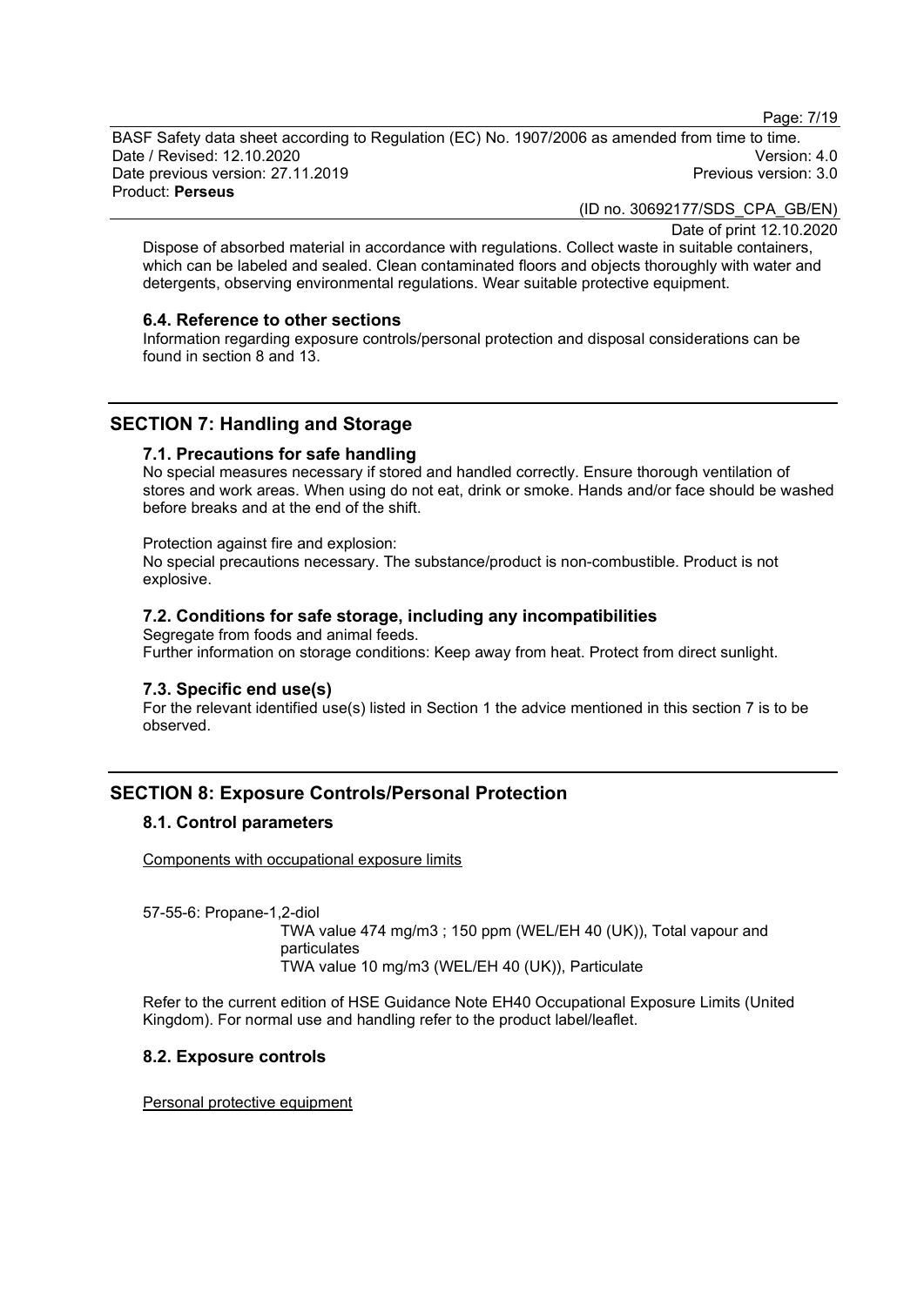Dispose of absorbed material in accordance with regulations. Collect waste in suitable containers, which can be labeled and sealed. Clean contaminated floors and objects thoroughly with water and detergents, observing environmental regulations. Wear suitable protective equipment.

### 6.4. Reference to other sections

Information regarding exposure controls/personal protection and disposal considerations can be found in section 8 and 13.

## SECTION 7: Handling and Storage

### 7.1. Precautions for safe handling

No special measures necessary if stored and handled correctly. Ensure thorough ventilation of stores and work areas. When using do not eat, drink or smoke. Hands and/or face should be washed before breaks and at the end of the shift.

Protection against fire and explosion:
No special precautions necessary. The substance/product is non-combustible. Product is not explosive.

### 7.2. Conditions for safe storage, including any incompatibilities

Segregate from foods and animal feeds.
Further information on storage conditions: Keep away from heat. Protect from direct sunlight.

### 7.3. Specific end use(s)

For the relevant identified use(s) listed in Section 1 the advice mentioned in this section 7 is to be observed.

## SECTION 8: Exposure Controls/Personal Protection

### 8.1. Control parameters

Components with occupational exposure limits

57-55-6: Propane-1,2-diol

TWA value 474 mg/m3 ; 150 ppm (WEL/EH 40 (UK)), Total vapour and particulates
TWA value 10 mg/m3 (WEL/EH 40 (UK)), Particulate

Refer to the current edition of HSE Guidance Note EH40 Occupational Exposure Limits (United Kingdom). For normal use and handling refer to the product label/leaflet.

### 8.2. Exposure controls

Personal protective equipment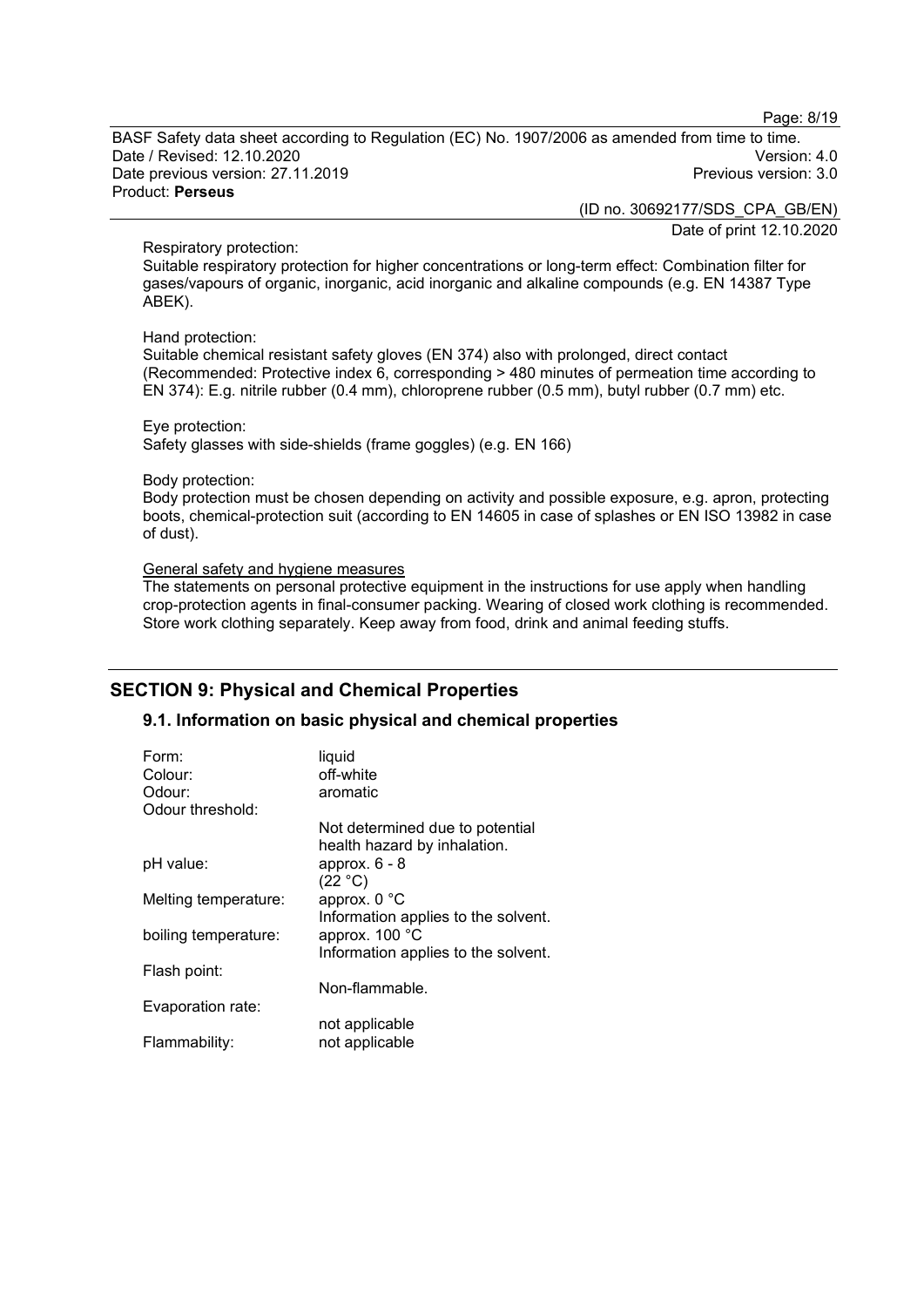Respiratory protection:
Suitable respiratory protection for higher concentrations or long-term effect: Combination filter for gases/vapours of organic, inorganic, acid inorganic and alkaline compounds (e.g. EN 14387 Type ABEK).

Hand protection:
Suitable chemical resistant safety gloves (EN 374) also with prolonged, direct contact (Recommended: Protective index 6, corresponding > 480 minutes of permeation time according to EN 374): E.g. nitrile rubber (0.4 mm), chloroprene rubber (0.5 mm), butyl rubber (0.7 mm) etc.

Eye protection:
Safety glasses with side-shields (frame goggles) (e.g. EN 166)

Body protection:
Body protection must be chosen depending on activity and possible exposure, e.g. apron, protecting boots, chemical-protection suit (according to EN 14605 in case of splashes or EN ISO 13982 in case of dust).

General safety and hygiene measures
The statements on personal protective equipment in the instructions for use apply when handling crop-protection agents in final-consumer packing. Wearing of closed work clothing is recommended. Store work clothing separately. Keep away from food, drink and animal feeding stuffs.

## SECTION 9: Physical and Chemical Properties

### 9.1. Information on basic physical and chemical properties

| | |
|---|---|
| Form: | liquid |
| Colour: | off-white |
| Odour: | aromatic |
| Odour threshold: | Not determined due to potential health hazard by inhalation. |
| pH value: | approx. 6 - 8 (22 °C) |
| Melting temperature: | approx. 0 °C<br>Information applies to the solvent. |
| boiling temperature: | approx. 100 °C<br>Information applies to the solvent. |
| Flash point: | Non-flammable. |
| Evaporation rate: | not applicable |
| Flammability: | not applicable |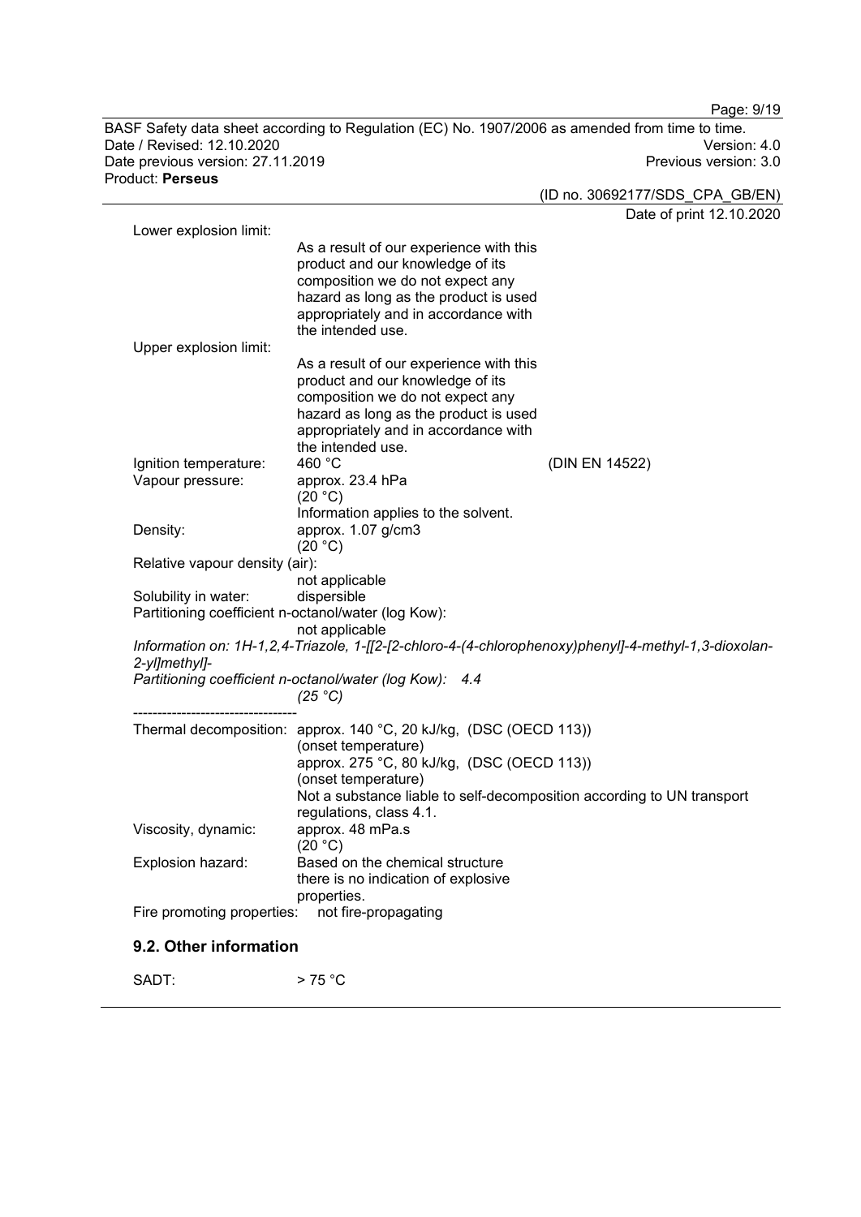| | | |
|---|---|---|
| Lower explosion limit: | As a result of our experience with this product and our knowledge of its composition we do not expect any hazard as long as the product is used appropriately and in accordance with the intended use. | |
| Upper explosion limit: | As a result of our experience with this product and our knowledge of its composition we do not expect any hazard as long as the product is used appropriately and in accordance with the intended use. | |
| Ignition temperature: | 460 °C | (DIN EN 14522) |
| Vapour pressure: | approx. 23.4 hPa (20 °C) Information applies to the solvent. | |
| Density: | approx. 1.07 g/cm3 (20 °C) | |
| Relative vapour density (air): | not applicable | |
| Solubility in water: | dispersible | |
| Partitioning coefficient n-octanol/water (log Kow): | not applicable | |

*Information on: 1H-1,2,4-Triazole, 1-[[2-[2-chloro-4-(4-chlorophenoxy)phenyl]-4-methyl-1,3-dioxolan-2-yl]methyl]-*
*Partitioning coefficient n-octanol/water (log Kow): 4.4 (25 °C)*

----------------------------------

| | |
|---|---|
| Thermal decomposition: | approx. 140 °C, 20 kJ/kg, (DSC (OECD 113)) (onset temperature) |
| | approx. 275 °C, 80 kJ/kg, (DSC (OECD 113)) (onset temperature) |
| | Not a substance liable to self-decomposition according to UN transport regulations, class 4.1. |
| Viscosity, dynamic: | approx. 48 mPa.s (20 °C) |
| Explosion hazard: | Based on the chemical structure there is no indication of explosive properties. |
| Fire promoting properties: | not fire-propagating |

## 9.2. Other information

SADT: > 75 °C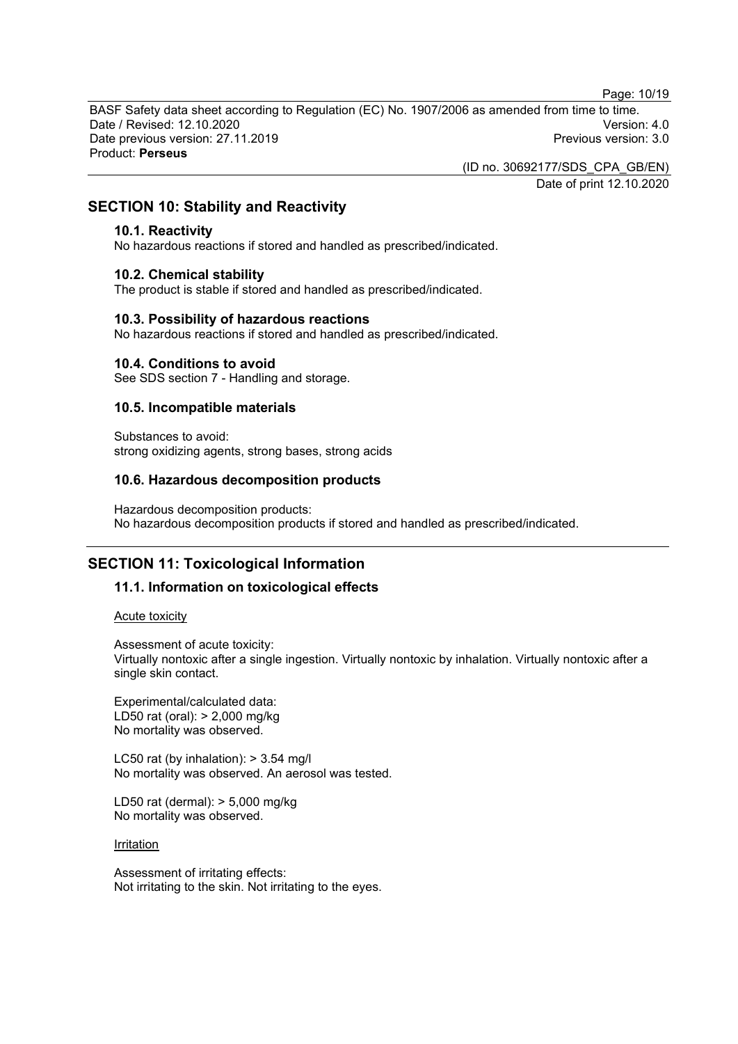## SECTION 10: Stability and Reactivity

### 10.1. Reactivity

No hazardous reactions if stored and handled as prescribed/indicated.

### 10.2. Chemical stability

The product is stable if stored and handled as prescribed/indicated.

### 10.3. Possibility of hazardous reactions

No hazardous reactions if stored and handled as prescribed/indicated.

### 10.4. Conditions to avoid

See SDS section 7 - Handling and storage.

### 10.5. Incompatible materials

Substances to avoid:
strong oxidizing agents, strong bases, strong acids

### 10.6. Hazardous decomposition products

Hazardous decomposition products:
No hazardous decomposition products if stored and handled as prescribed/indicated.

## SECTION 11: Toxicological Information

### 11.1. Information on toxicological effects

Acute toxicity

Assessment of acute toxicity:
Virtually nontoxic after a single ingestion. Virtually nontoxic by inhalation. Virtually nontoxic after a single skin contact.

Experimental/calculated data:
LD50 rat (oral): > 2,000 mg/kg
No mortality was observed.

LC50 rat (by inhalation): > 3.54 mg/l
No mortality was observed. An aerosol was tested.

LD50 rat (dermal): > 5,000 mg/kg
No mortality was observed.

Irritation

Assessment of irritating effects:
Not irritating to the skin. Not irritating to the eyes.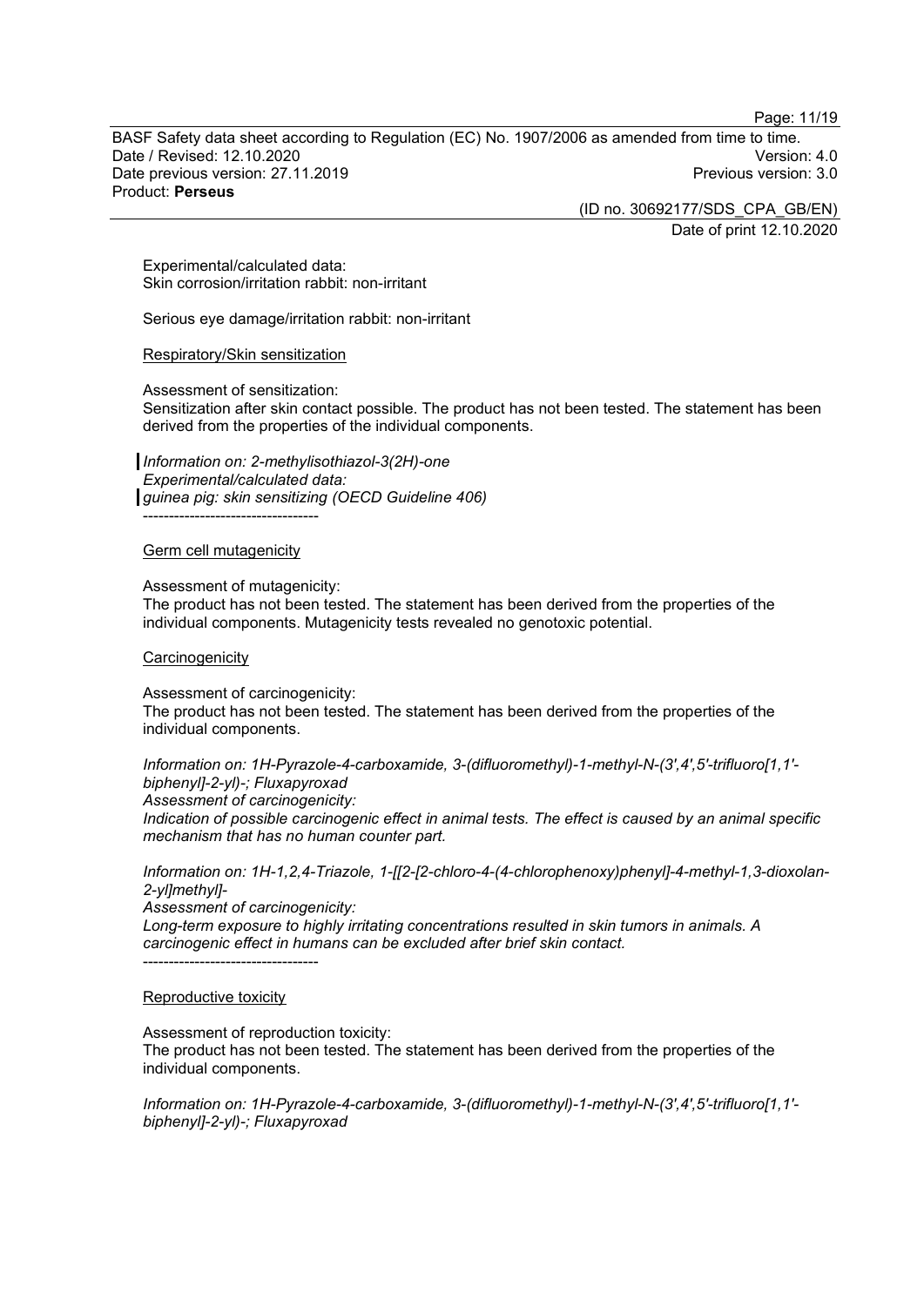Experimental/calculated data:
Skin corrosion/irritation rabbit: non-irritant

Serious eye damage/irritation rabbit: non-irritant

Respiratory/Skin sensitization

Assessment of sensitization:
Sensitization after skin contact possible. The product has not been tested. The statement has been derived from the properties of the individual components.

*Information on: 2-methylisothiazol-3(2H)-one*
*Experimental/calculated data:*
*guinea pig: skin sensitizing (OECD Guideline 406)*
----------------------------------

Germ cell mutagenicity

Assessment of mutagenicity:
The product has not been tested. The statement has been derived from the properties of the individual components. Mutagenicity tests revealed no genotoxic potential.

Carcinogenicity

Assessment of carcinogenicity:
The product has not been tested. The statement has been derived from the properties of the individual components.

*Information on: 1H-Pyrazole-4-carboxamide, 3-(difluoromethyl)-1-methyl-N-(3',4',5'-trifluoro[1,1'-biphenyl]-2-yl)-; Fluxapyroxad*
*Assessment of carcinogenicity:*
*Indication of possible carcinogenic effect in animal tests. The effect is caused by an animal specific mechanism that has no human counter part.*

*Information on: 1H-1,2,4-Triazole, 1-[[2-[2-chloro-4-(4-chlorophenoxy)phenyl]-4-methyl-1,3-dioxolan-2-yl]methyl]-*
*Assessment of carcinogenicity:*
*Long-term exposure to highly irritating concentrations resulted in skin tumors in animals. A carcinogenic effect in humans can be excluded after brief skin contact.*
----------------------------------

Reproductive toxicity

Assessment of reproduction toxicity:
The product has not been tested. The statement has been derived from the properties of the individual components.

*Information on: 1H-Pyrazole-4-carboxamide, 3-(difluoromethyl)-1-methyl-N-(3',4',5'-trifluoro[1,1'-biphenyl]-2-yl)-; Fluxapyroxad*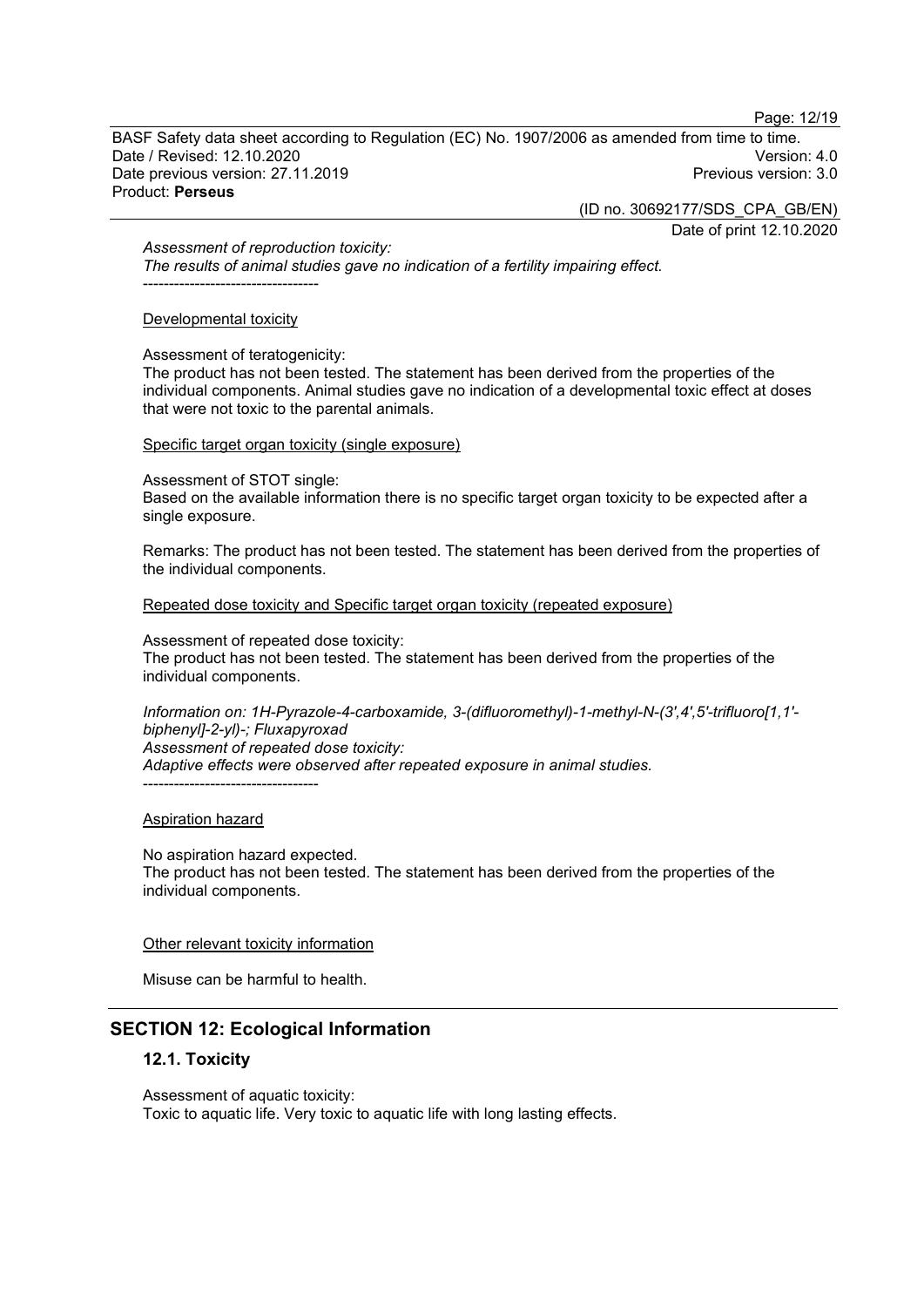*Assessment of reproduction toxicity:*
*The results of animal studies gave no indication of a fertility impairing effect.*
----------------------------------

Developmental toxicity

Assessment of teratogenicity:
The product has not been tested. The statement has been derived from the properties of the individual components. Animal studies gave no indication of a developmental toxic effect at doses that were not toxic to the parental animals.

Specific target organ toxicity (single exposure)

Assessment of STOT single:
Based on the available information there is no specific target organ toxicity to be expected after a single exposure.

Remarks: The product has not been tested. The statement has been derived from the properties of the individual components.

Repeated dose toxicity and Specific target organ toxicity (repeated exposure)

Assessment of repeated dose toxicity:
The product has not been tested. The statement has been derived from the properties of the individual components.

*Information on: 1H-Pyrazole-4-carboxamide, 3-(difluoromethyl)-1-methyl-N-(3',4',5'-trifluoro[1,1'-biphenyl]-2-yl)-; Fluxapyroxad*
*Assessment of repeated dose toxicity:*
*Adaptive effects were observed after repeated exposure in animal studies.*
----------------------------------

Aspiration hazard

No aspiration hazard expected.
The product has not been tested. The statement has been derived from the properties of the individual components.

Other relevant toxicity information

Misuse can be harmful to health.

## SECTION 12: Ecological Information

### 12.1. Toxicity

Assessment of aquatic toxicity:
Toxic to aquatic life. Very toxic to aquatic life with long lasting effects.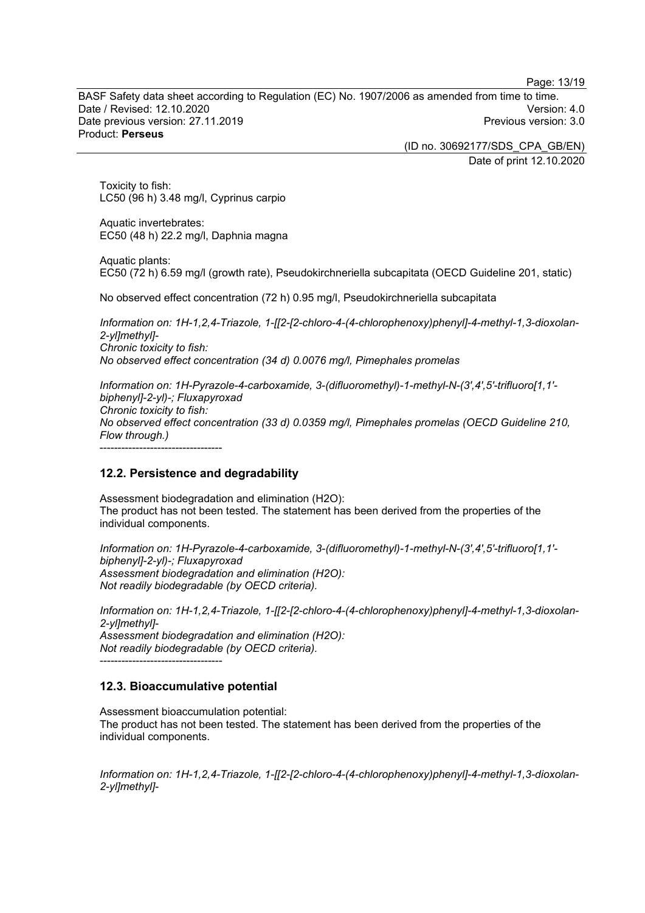Toxicity to fish:
LC50 (96 h) 3.48 mg/l, Cyprinus carpio

Aquatic invertebrates:
EC50 (48 h) 22.2 mg/l, Daphnia magna

Aquatic plants:
EC50 (72 h) 6.59 mg/l (growth rate), Pseudokirchneriella subcapitata (OECD Guideline 201, static)

No observed effect concentration (72 h) 0.95 mg/l, Pseudokirchneriella subcapitata

*Information on: 1H-1,2,4-Triazole, 1-[[2-[2-chloro-4-(4-chlorophenoxy)phenyl]-4-methyl-1,3-dioxolan-2-yl]methyl]-*
*Chronic toxicity to fish:*
*No observed effect concentration (34 d) 0.0076 mg/l, Pimephales promelas*

*Information on: 1H-Pyrazole-4-carboxamide, 3-(difluoromethyl)-1-methyl-N-(3',4',5'-trifluoro[1,1'-biphenyl]-2-yl)-; Fluxapyroxad*
*Chronic toxicity to fish:*
*No observed effect concentration (33 d) 0.0359 mg/l, Pimephales promelas (OECD Guideline 210, Flow through.)*
----------------------------------

## 12.2. Persistence and degradability

Assessment biodegradation and elimination (H2O):
The product has not been tested. The statement has been derived from the properties of the individual components.

*Information on: 1H-Pyrazole-4-carboxamide, 3-(difluoromethyl)-1-methyl-N-(3',4',5'-trifluoro[1,1'-biphenyl]-2-yl)-; Fluxapyroxad*
*Assessment biodegradation and elimination (H2O):*
*Not readily biodegradable (by OECD criteria).*

*Information on: 1H-1,2,4-Triazole, 1-[[2-[2-chloro-4-(4-chlorophenoxy)phenyl]-4-methyl-1,3-dioxolan-2-yl]methyl]-*
*Assessment biodegradation and elimination (H2O):*
*Not readily biodegradable (by OECD criteria).*
----------------------------------

## 12.3. Bioaccumulative potential

Assessment bioaccumulation potential:
The product has not been tested. The statement has been derived from the properties of the individual components.

*Information on: 1H-1,2,4-Triazole, 1-[[2-[2-chloro-4-(4-chlorophenoxy)phenyl]-4-methyl-1,3-dioxolan-2-yl]methyl]-*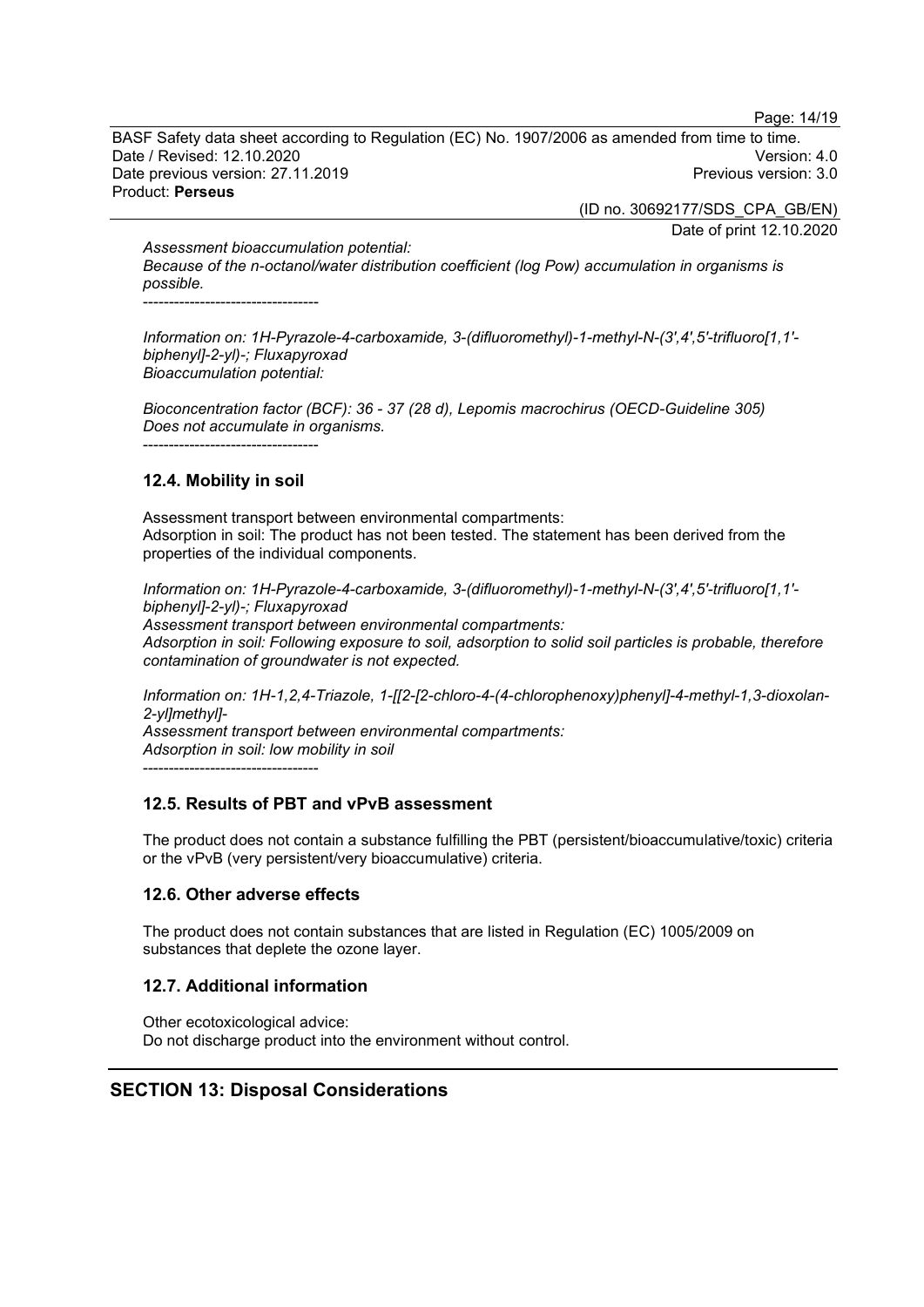*Assessment bioaccumulation potential:*
*Because of the n-octanol/water distribution coefficient (log Pow) accumulation in organisms is possible.*

----------------------------------

*Information on: 1H-Pyrazole-4-carboxamide, 3-(difluoromethyl)-1-methyl-N-(3',4',5'-trifluoro[1,1'-biphenyl]-2-yl)-; Fluxapyroxad*
*Bioaccumulation potential:*

*Bioconcentration factor (BCF): 36 - 37 (28 d), Lepomis macrochirus (OECD-Guideline 305)*
*Does not accumulate in organisms.*

----------------------------------

### 12.4. Mobility in soil

Assessment transport between environmental compartments:
Adsorption in soil: The product has not been tested. The statement has been derived from the properties of the individual components.

*Information on: 1H-Pyrazole-4-carboxamide, 3-(difluoromethyl)-1-methyl-N-(3',4',5'-trifluoro[1,1'-biphenyl]-2-yl)-; Fluxapyroxad*
*Assessment transport between environmental compartments:*
*Adsorption in soil: Following exposure to soil, adsorption to solid soil particles is probable, therefore contamination of groundwater is not expected.*

*Information on: 1H-1,2,4-Triazole, 1-[[2-[2-chloro-4-(4-chlorophenoxy)phenyl]-4-methyl-1,3-dioxolan-2-yl]methyl]-*
*Assessment transport between environmental compartments:*
*Adsorption in soil: low mobility in soil*

----------------------------------

### 12.5. Results of PBT and vPvB assessment

The product does not contain a substance fulfilling the PBT (persistent/bioaccumulative/toxic) criteria or the vPvB (very persistent/very bioaccumulative) criteria.

### 12.6. Other adverse effects

The product does not contain substances that are listed in Regulation (EC) 1005/2009 on substances that deplete the ozone layer.

### 12.7. Additional information

Other ecotoxicological advice:
Do not discharge product into the environment without control.

## SECTION 13: Disposal Considerations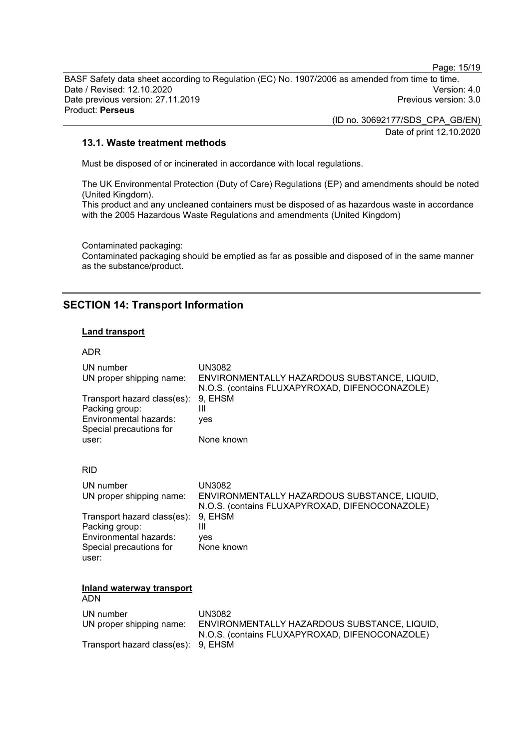### 13.1. Waste treatment methods

Must be disposed of or incinerated in accordance with local regulations.

The UK Environmental Protection (Duty of Care) Regulations (EP) and amendments should be noted (United Kingdom).
This product and any uncleaned containers must be disposed of as hazardous waste in accordance with the 2005 Hazardous Waste Regulations and amendments (United Kingdom)

Contaminated packaging:
Contaminated packaging should be emptied as far as possible and disposed of in the same manner as the substance/product.

## SECTION 14: Transport Information

**Land transport**

ADR

| | |
|---|---|
| UN number | UN3082 |
| UN proper shipping name: | ENVIRONMENTALLY HAZARDOUS SUBSTANCE, LIQUID, N.O.S. (contains FLUXAPYROXAD, DIFENOCONAZOLE) |
| Transport hazard class(es): | 9, EHSM |
| Packing group: | III |
| Environmental hazards: | yes |
| Special precautions for user: | None known |

RID

| | |
|---|---|
| UN number | UN3082 |
| UN proper shipping name: | ENVIRONMENTALLY HAZARDOUS SUBSTANCE, LIQUID, N.O.S. (contains FLUXAPYROXAD, DIFENOCONAZOLE) |
| Transport hazard class(es): | 9, EHSM |
| Packing group: | III |
| Environmental hazards: | yes |
| Special precautions for user: | None known |

**Inland waterway transport**
ADN

| | |
|---|---|
| UN number | UN3082 |
| UN proper shipping name: | ENVIRONMENTALLY HAZARDOUS SUBSTANCE, LIQUID, N.O.S. (contains FLUXAPYROXAD, DIFENOCONAZOLE) |
| Transport hazard class(es): | 9, EHSM |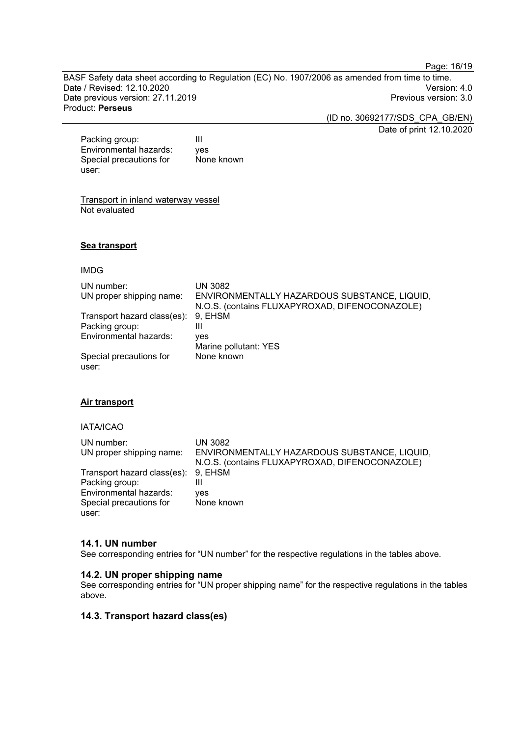| | |
|---|---|
| Packing group: | III |
| Environmental hazards: | yes |
| Special precautions for user: | None known |

Transport in inland waterway vessel
Not evaluated

**Sea transport**

IMDG

| | |
|---|---|
| UN number: | UN 3082 |
| UN proper shipping name: | ENVIRONMENTALLY HAZARDOUS SUBSTANCE, LIQUID, N.O.S. (contains FLUXAPYROXAD, DIFENOCONAZOLE) |
| Transport hazard class(es): | 9, EHSM |
| Packing group: | III |
| Environmental hazards: | yes<br>Marine pollutant: YES |
| Special precautions for user: | None known |

**Air transport**

IATA/ICAO

| | |
|---|---|
| UN number: | UN 3082 |
| UN proper shipping name: | ENVIRONMENTALLY HAZARDOUS SUBSTANCE, LIQUID, N.O.S. (contains FLUXAPYROXAD, DIFENOCONAZOLE) |
| Transport hazard class(es): | 9, EHSM |
| Packing group: | III |
| Environmental hazards: | yes |
| Special precautions for user: | None known |

### 14.1. UN number

See corresponding entries for “UN number” for the respective regulations in the tables above.

### 14.2. UN proper shipping name

See corresponding entries for “UN proper shipping name” for the respective regulations in the tables above.

### 14.3. Transport hazard class(es)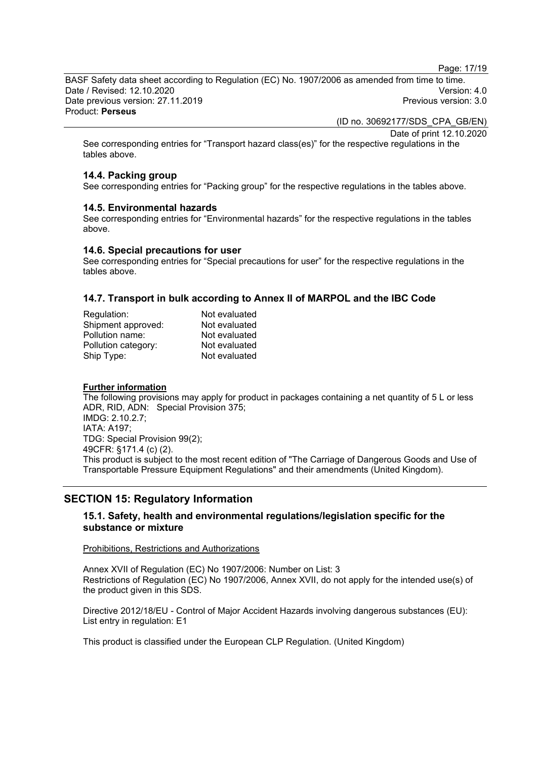See corresponding entries for “Transport hazard class(es)” for the respective regulations in the tables above.

### 14.4. Packing group

See corresponding entries for “Packing group” for the respective regulations in the tables above.

### 14.5. Environmental hazards

See corresponding entries for “Environmental hazards” for the respective regulations in the tables above.

### 14.6. Special precautions for user

See corresponding entries for “Special precautions for user” for the respective regulations in the tables above.

### 14.7. Transport in bulk according to Annex II of MARPOL and the IBC Code

| | |
|---|---|
| Regulation: | Not evaluated |
| Shipment approved: | Not evaluated |
| Pollution name: | Not evaluated |
| Pollution category: | Not evaluated |
| Ship Type: | Not evaluated |

**Further information**

The following provisions may apply for product in packages containing a net quantity of 5 L or less
ADR, RID, ADN: Special Provision 375;
IMDG: 2.10.2.7;
IATA: A197;
TDG: Special Provision 99(2);
49CFR: §171.4 (c) (2).
This product is subject to the most recent edition of "The Carriage of Dangerous Goods and Use of Transportable Pressure Equipment Regulations" and their amendments (United Kingdom).

## SECTION 15: Regulatory Information

### 15.1. Safety, health and environmental regulations/legislation specific for the substance or mixture

Prohibitions, Restrictions and Authorizations

Annex XVII of Regulation (EC) No 1907/2006: Number on List: 3
Restrictions of Regulation (EC) No 1907/2006, Annex XVII, do not apply for the intended use(s) of the product given in this SDS.

Directive 2012/18/EU - Control of Major Accident Hazards involving dangerous substances (EU): List entry in regulation: E1

This product is classified under the European CLP Regulation. (United Kingdom)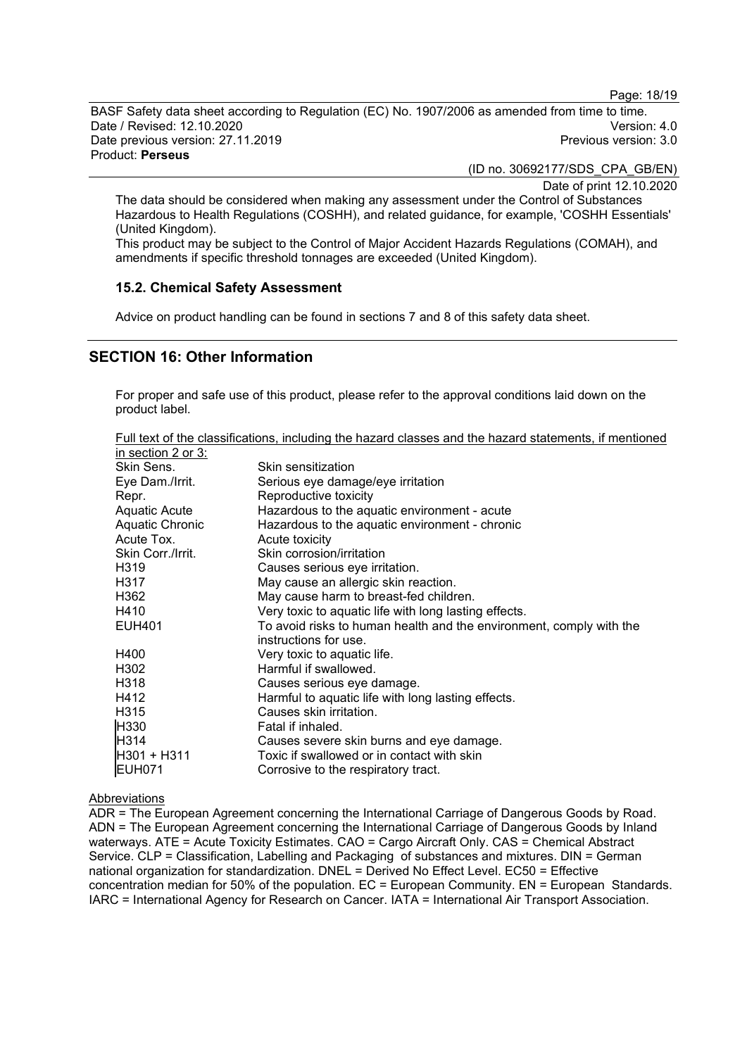The data should be considered when making any assessment under the Control of Substances Hazardous to Health Regulations (COSHH), and related guidance, for example, 'COSHH Essentials' (United Kingdom).
This product may be subject to the Control of Major Accident Hazards Regulations (COMAH), and amendments if specific threshold tonnages are exceeded (United Kingdom).

### 15.2. Chemical Safety Assessment

Advice on product handling can be found in sections 7 and 8 of this safety data sheet.

## SECTION 16: Other Information

For proper and safe use of this product, please refer to the approval conditions laid down on the product label.

Full text of the classifications, including the hazard classes and the hazard statements, if mentioned in section 2 or 3:

| | |
|---|---|
| Skin Sens. | Skin sensitization |
| Eye Dam./Irrit. | Serious eye damage/eye irritation |
| Repr. | Reproductive toxicity |
| Aquatic Acute | Hazardous to the aquatic environment - acute |
| Aquatic Chronic | Hazardous to the aquatic environment - chronic |
| Acute Tox. | Acute toxicity |
| Skin Corr./Irrit. | Skin corrosion/irritation |
| H319 | Causes serious eye irritation. |
| H317 | May cause an allergic skin reaction. |
| H362 | May cause harm to breast-fed children. |
| H410 | Very toxic to aquatic life with long lasting effects. |
| EUH401 | To avoid risks to human health and the environment, comply with the instructions for use. |
| H400 | Very toxic to aquatic life. |
| H302 | Harmful if swallowed. |
| H318 | Causes serious eye damage. |
| H412 | Harmful to aquatic life with long lasting effects. |
| H315 | Causes skin irritation. |
| H330 | Fatal if inhaled. |
| H314 | Causes severe skin burns and eye damage. |
| H301 + H311 | Toxic if swallowed or in contact with skin |
| EUH071 | Corrosive to the respiratory tract. |

Abbreviations

ADR = The European Agreement concerning the International Carriage of Dangerous Goods by Road. ADN = The European Agreement concerning the International Carriage of Dangerous Goods by Inland waterways. ATE = Acute Toxicity Estimates. CAO = Cargo Aircraft Only. CAS = Chemical Abstract Service. CLP = Classification, Labelling and Packaging of substances and mixtures. DIN = German national organization for standardization. DNEL = Derived No Effect Level. EC50 = Effective concentration median for 50% of the population. EC = European Community. EN = European Standards. IARC = International Agency for Research on Cancer. IATA = International Air Transport Association.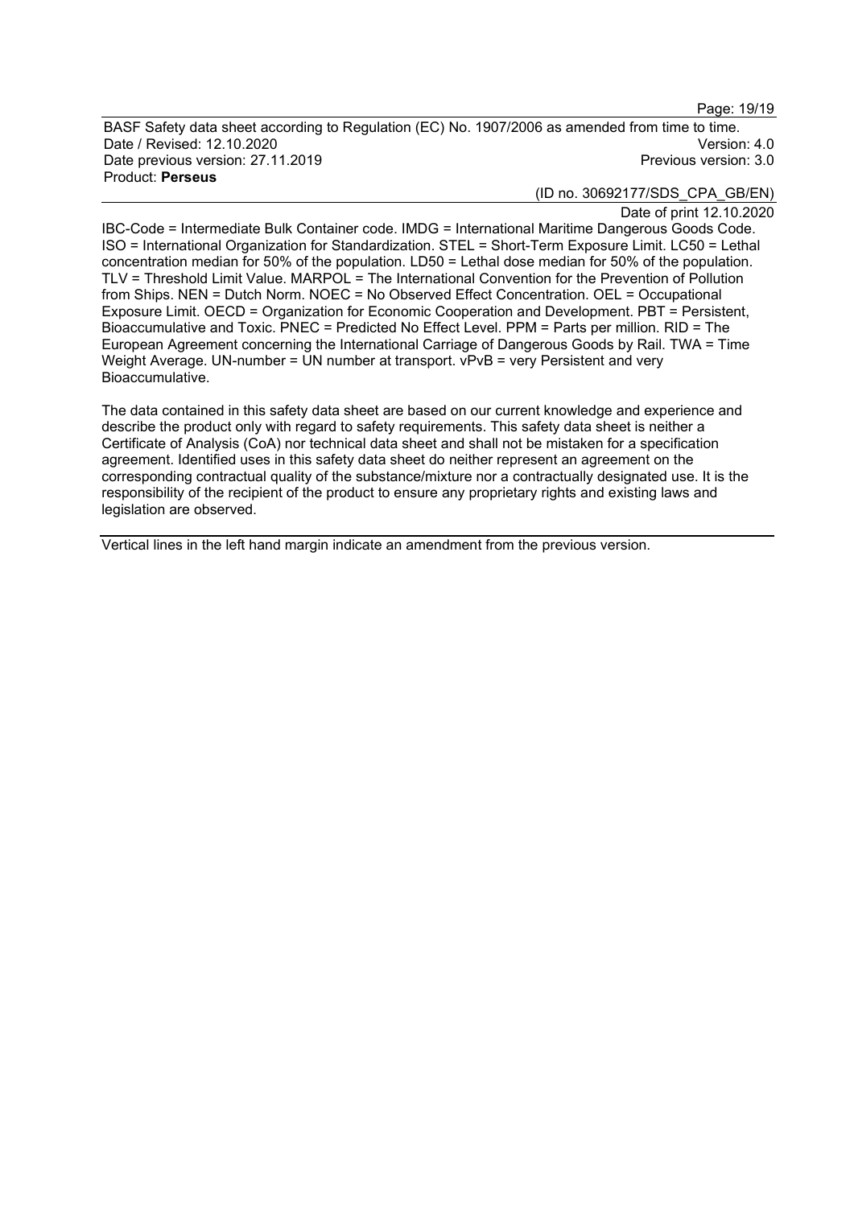IBC-Code = Intermediate Bulk Container code. IMDG = International Maritime Dangerous Goods Code. ISO = International Organization for Standardization. STEL = Short-Term Exposure Limit. LC50 = Lethal concentration median for 50% of the population. LD50 = Lethal dose median for 50% of the population. TLV = Threshold Limit Value. MARPOL = The International Convention for the Prevention of Pollution from Ships. NEN = Dutch Norm. NOEC = No Observed Effect Concentration. OEL = Occupational Exposure Limit. OECD = Organization for Economic Cooperation and Development. PBT = Persistent, Bioaccumulative and Toxic. PNEC = Predicted No Effect Level. PPM = Parts per million. RID = The European Agreement concerning the International Carriage of Dangerous Goods by Rail. TWA = Time Weight Average. UN-number = UN number at transport. vPvB = very Persistent and very Bioaccumulative.

The data contained in this safety data sheet are based on our current knowledge and experience and describe the product only with regard to safety requirements. This safety data sheet is neither a Certificate of Analysis (CoA) nor technical data sheet and shall not be mistaken for a specification agreement. Identified uses in this safety data sheet do neither represent an agreement on the corresponding contractual quality of the substance/mixture nor a contractually designated use. It is the responsibility of the recipient of the product to ensure any proprietary rights and existing laws and legislation are observed.

---

Vertical lines in the left hand margin indicate an amendment from the previous version.